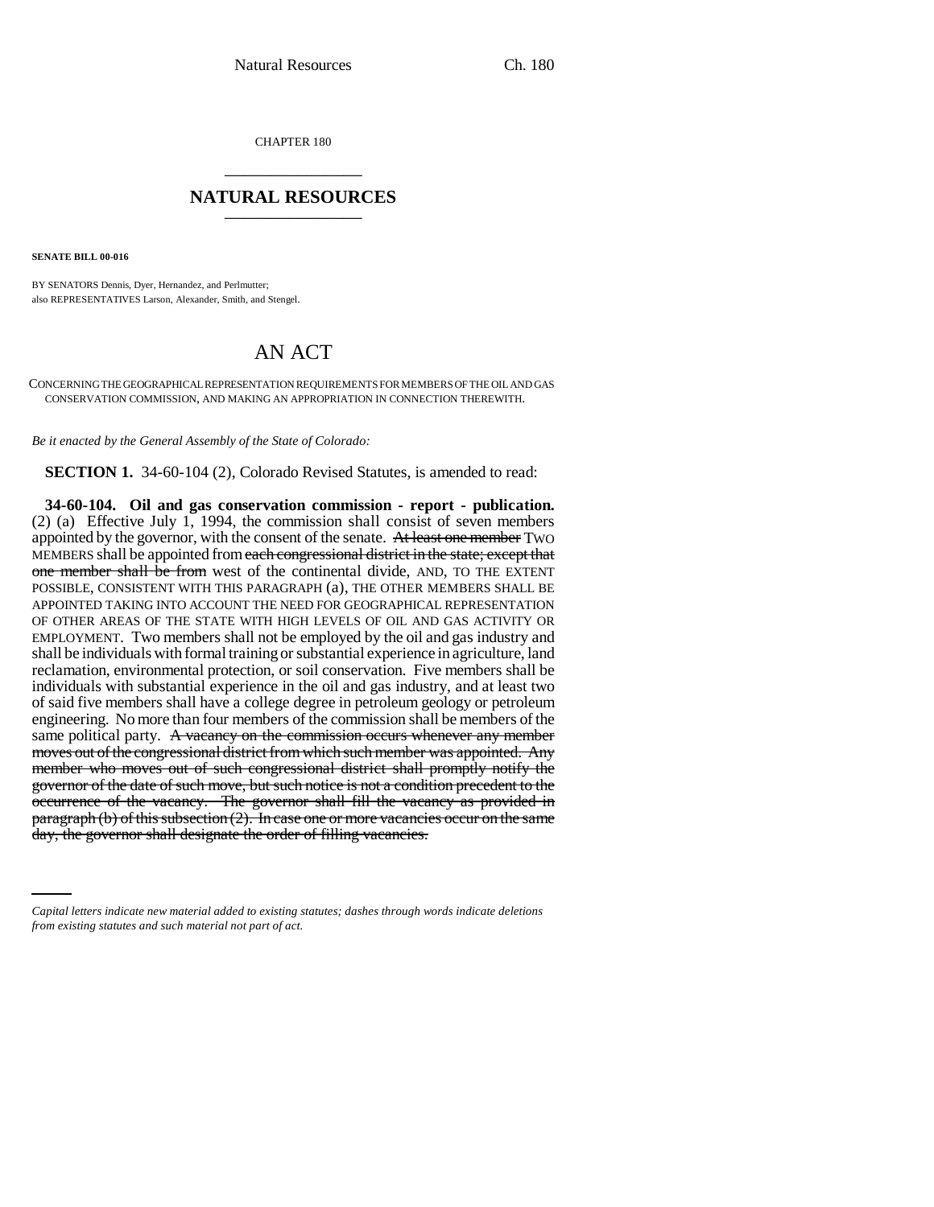CHAPTER 180

## NATURAL RESOURCES

**SENATE BILL 00-016**

BY SENATORS Dennis, Dyer, Hernandez, and Perlmutter;
also REPRESENTATIVES Larson, Alexander, Smith, and Stengel.

# AN ACT

CONCERNING THE GEOGRAPHICAL REPRESENTATION REQUIREMENTS FOR MEMBERS OF THE OIL AND GAS CONSERVATION COMMISSION, AND MAKING AN APPROPRIATION IN CONNECTION THEREWITH.

*Be it enacted by the General Assembly of the State of Colorado:*

**SECTION 1.** 34-60-104 (2), Colorado Revised Statutes, is amended to read:

**34-60-104. Oil and gas conservation commission - report - publication.** (2) (a) Effective July 1, 1994, the commission shall consist of seven members appointed by the governor, with the consent of the senate. ~~At least one member~~ TWO MEMBERS shall be appointed from ~~each congressional district in the state; except that one member shall be from~~ west of the continental divide, AND, TO THE EXTENT POSSIBLE, CONSISTENT WITH THIS PARAGRAPH (a), THE OTHER MEMBERS SHALL BE APPOINTED TAKING INTO ACCOUNT THE NEED FOR GEOGRAPHICAL REPRESENTATION OF OTHER AREAS OF THE STATE WITH HIGH LEVELS OF OIL AND GAS ACTIVITY OR EMPLOYMENT. Two members shall not be employed by the oil and gas industry and shall be individuals with formal training or substantial experience in agriculture, land reclamation, environmental protection, or soil conservation. Five members shall be individuals with substantial experience in the oil and gas industry, and at least two of said five members shall have a college degree in petroleum geology or petroleum engineering. No more than four members of the commission shall be members of the same political party. ~~A vacancy on the commission occurs whenever any member moves out of the congressional district from which such member was appointed. Any member who moves out of such congressional district shall promptly notify the governor of the date of such move, but such notice is not a condition precedent to the occurrence of the vacancy. The governor shall fill the vacancy as provided in paragraph (b) of this subsection (2). In case one or more vacancies occur on the same day, the governor shall designate the order of filling vacancies.~~

*Capital letters indicate new material added to existing statutes; dashes through words indicate deletions from existing statutes and such material not part of act.*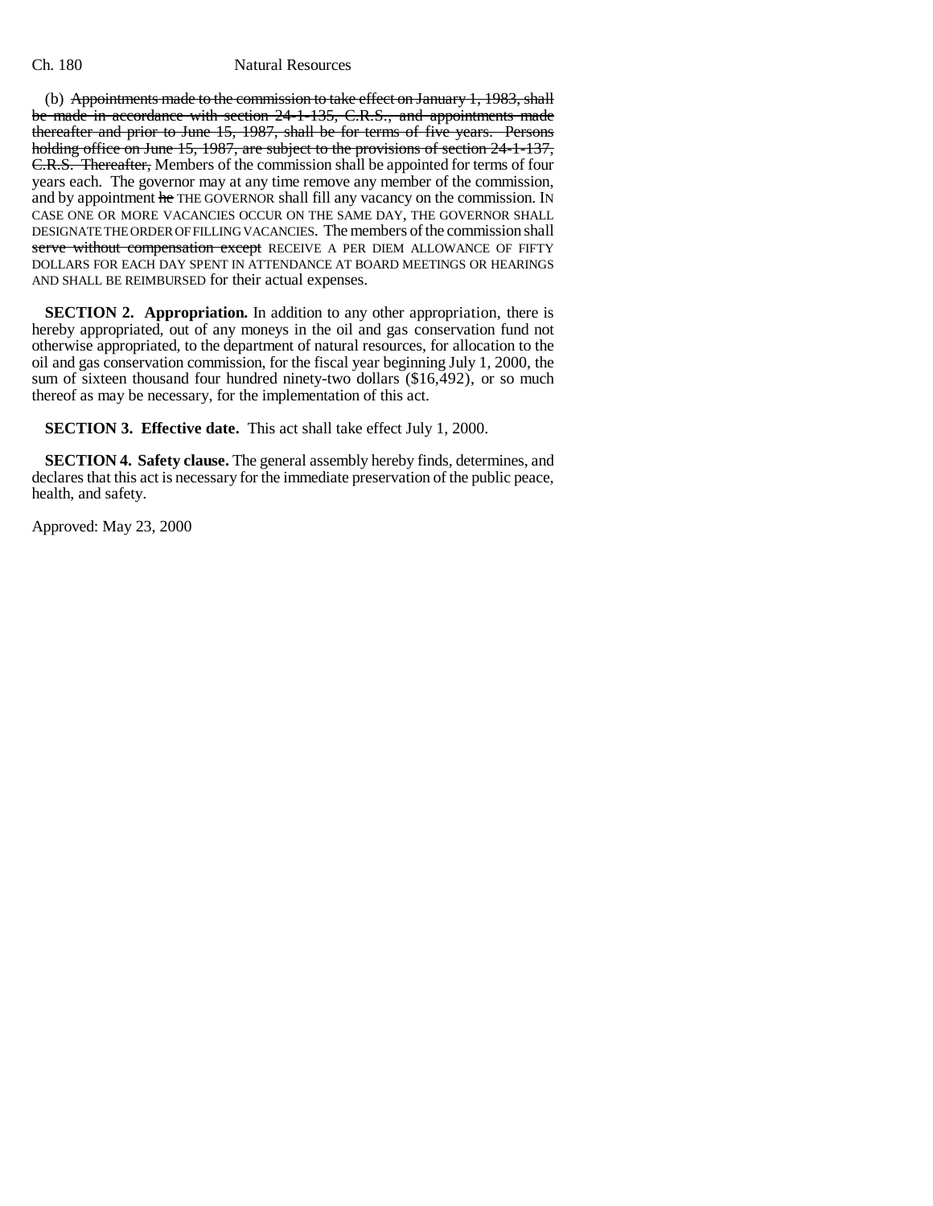(b) ~~Appointments made to the commission to take effect on January 1, 1983, shall be made in accordance with section 24-1-135, C.R.S., and appointments made thereafter and prior to June 15, 1987, shall be for terms of five years. Persons holding office on June 15, 1987, are subject to the provisions of section 24-1-137, C.R.S. Thereafter,~~ Members of the commission shall be appointed for terms of four years each. The governor may at any time remove any member of the commission, and by appointment ~~he~~ THE GOVERNOR shall fill any vacancy on the commission. IN CASE ONE OR MORE VACANCIES OCCUR ON THE SAME DAY, THE GOVERNOR SHALL DESIGNATE THE ORDER OF FILLING VACANCIES. The members of the commission shall ~~serve without compensation except~~ RECEIVE A PER DIEM ALLOWANCE OF FIFTY DOLLARS FOR EACH DAY SPENT IN ATTENDANCE AT BOARD MEETINGS OR HEARINGS AND SHALL BE REIMBURSED for their actual expenses.

**SECTION 2. Appropriation.** In addition to any other appropriation, there is hereby appropriated, out of any moneys in the oil and gas conservation fund not otherwise appropriated, to the department of natural resources, for allocation to the oil and gas conservation commission, for the fiscal year beginning July 1, 2000, the sum of sixteen thousand four hundred ninety-two dollars ($16,492), or so much thereof as may be necessary, for the implementation of this act.

**SECTION 3. Effective date.** This act shall take effect July 1, 2000.

**SECTION 4. Safety clause.** The general assembly hereby finds, determines, and declares that this act is necessary for the immediate preservation of the public peace, health, and safety.

Approved: May 23, 2000